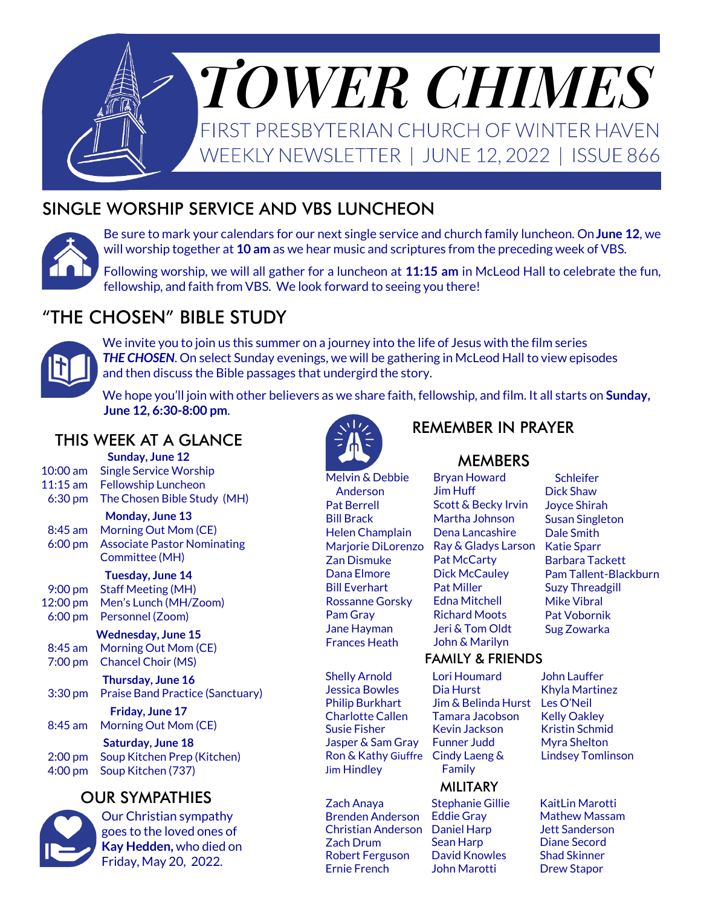# TOWER CHIMES

FIRST PRESBYTERIAN CHURCH OF WINTER HAVEN

WEEKLY NEWSLETTER | JUNE 12, 2022 | ISSUE 866

## SINGLE WORSHIP SERVICE AND VBS LUNCHEON

Be sure to mark your calendars for our next single service and church family luncheon. On **June 12**, we will worship together at **10 am** as we hear music and scriptures from the preceding week of VBS.

Following worship, we will all gather for a luncheon at **11:15 am** in McLeod Hall to celebrate the fun, fellowship, and faith from VBS. We look forward to seeing you there!

## "THE CHOSEN" BIBLE STUDY

We invite you to join us this summer on a journey into the life of Jesus with the film series ***THE CHOSEN***. On select Sunday evenings, we will be gathering in McLeod Hall to view episodes and then discuss the Bible passages that undergird the story.

We hope you'll join with other believers as we share faith, fellowship, and film. It all starts on **Sunday, June 12, 6:30-8:00 pm**.

## THIS WEEK AT A GLANCE

**Sunday, June 12**

| | |
|---|---|
| 10:00 am | Single Service Worship |
| 11:15 am | Fellowship Luncheon |
| 6:30 pm | The Chosen Bible Study (MH) |

**Monday, June 13**

| | |
|---|---|
| 8:45 am | Morning Out Mom (CE) |
| 6:00 pm | Associate Pastor Nominating Committee (MH) |

**Tuesday, June 14**

| | |
|---|---|
| 9:00 pm | Staff Meeting (MH) |
| 12:00 pm | Men's Lunch (MH/Zoom) |
| 6:00 pm | Personnel (Zoom) |

**Wednesday, June 15**

| | |
|---|---|
| 8:45 am | Morning Out Mom (CE) |
| 7:00 pm | Chancel Choir (MS) |

**Thursday, June 16**

| | |
|---|---|
| 3:30 pm | Praise Band Practice (Sanctuary) |

**Friday, June 17**

| | |
|---|---|
| 8:45 am | Morning Out Mom (CE) |

**Saturday, June 18**

| | |
|---|---|
| 2:00 pm | Soup Kitchen Prep (Kitchen) |
| 4:00 pm | Soup Kitchen (737) |

## OUR SYMPATHIES

Our Christian sympathy goes to the loved ones of **Kay Hedden,** who died on Friday, May 20, 2022.

## REMEMBER IN PRAYER

### MEMBERS

Melvin & Debbie Anderson
Pat Berrell
Bill Brack
Helen Champlain
Marjorie DiLorenzo
Zan Dismuke
Dana Elmore
Bill Everhart
Rossanne Gorsky
Pam Gray
Jane Hayman
Frances Heath
Bryan Howard
Jim Huff
Scott & Becky Irvin
Martha Johnson
Dena Lancashire
Ray & Gladys Larson
Pat McCarty
Dick McCauley
Pat Miller
Edna Mitchell
Richard Moots
Jeri & Tom Oldt
John & Marilyn Schleifer
Dick Shaw
Joyce Shirah
Susan Singleton
Dale Smith
Katie Sparr
Barbara Tackett
Pam Tallent-Blackburn
Suzy Threadgill
Mike Vibral
Pat Vobornik
Sug Zowarka

### FAMILY & FRIENDS

Shelly Arnold
Jessica Bowles
Philip Burkhart
Charlotte Callen
Susie Fisher
Jasper & Sam Gray
Ron & Kathy Giuffre
Jim Hindley
Lori Houmard
Dia Hurst
Jim & Belinda Hurst
Tamara Jacobson
Kevin Jackson
Funner Judd
Cindy Laeng & Family
John Lauffer
Khyla Martinez
Les O'Neil
Kelly Oakley
Kristin Schmid
Myra Shelton
Lindsey Tomlinson

### MILITARY

Zach Anaya
Brenden Anderson
Christian Anderson
Zach Drum
Robert Ferguson
Ernie French
Stephanie Gillie
Eddie Gray
Daniel Harp
Sean Harp
David Knowles
John Marotti
KaitLin Marotti
Mathew Massam
Jett Sanderson
Diane Secord
Shad Skinner
Drew Stapor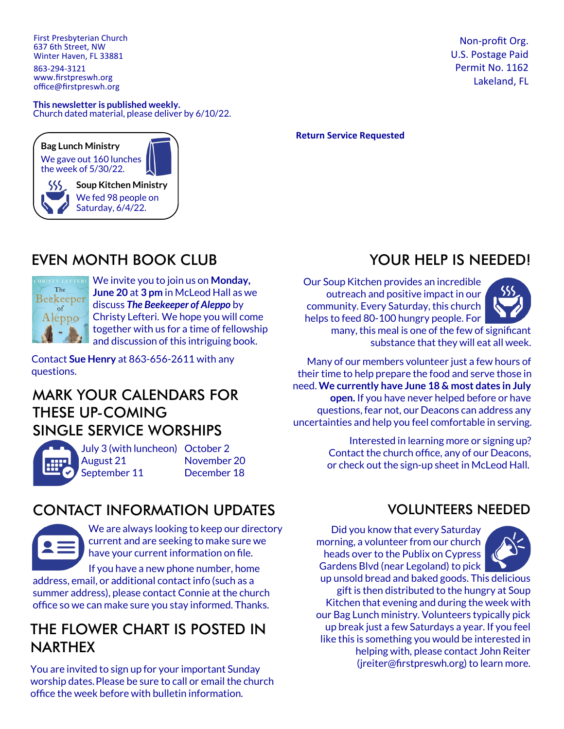First Presbyterian Church
637 6th Street, NW
Winter Haven, FL 33881

863-294-3121
www.firstpreswh.org
office@firstpreswh.org

**This newsletter is published weekly.**
Church dated material, please deliver by 6/10/22.

Non-profit Org.
U.S. Postage Paid
Permit No. 1162
Lakeland, FL

**Return Service Requested**

**Bag Lunch Ministry**
We gave out 160 lunches the week of 5/30/22.

**Soup Kitchen Ministry**
We fed 98 people on Saturday, 6/4/22.

## EVEN MONTH BOOK CLUB

We invite you to join us on **Monday, June 20** at **3 pm** in McLeod Hall as we discuss ***The Beekeeper of Aleppo*** by Christy Lefteri. We hope you will come together with us for a time of fellowship and discussion of this intriguing book.

Contact **Sue Henry** at 863-656-2611 with any questions.

## MARK YOUR CALENDARS FOR THESE UP-COMING SINGLE SERVICE WORSHIPS

July 3 (with luncheon)
August 21
September 11
October 2
November 20
December 18

## CONTACT INFORMATION UPDATES

We are always looking to keep our directory current and are seeking to make sure we have your current information on file.

If you have a new phone number, home address, email, or additional contact info (such as a summer address), please contact Connie at the church office so we can make sure you stay informed. Thanks.

## THE FLOWER CHART IS POSTED IN NARTHEX

You are invited to sign up for your important Sunday worship dates. Please be sure to call or email the church office the week before with bulletin information.

## YOUR HELP IS NEEDED!

Our Soup Kitchen provides an incredible outreach and positive impact in our community. Every Saturday, this church helps to feed 80-100 hungry people. For many, this meal is one of the few of significant substance that they will eat all week.

Many of our members volunteer just a few hours of their time to help prepare the food and serve those in need. **We currently have June 18 & most dates in July open.** If you have never helped before or have questions, fear not, our Deacons can address any uncertainties and help you feel comfortable in serving.

Interested in learning more or signing up? Contact the church office, any of our Deacons, or check out the sign-up sheet in McLeod Hall.

## VOLUNTEERS NEEDED

Did you know that every Saturday morning, a volunteer from our church heads over to the Publix on Cypress Gardens Blvd (near Legoland) to pick up unsold bread and baked goods. This delicious gift is then distributed to the hungry at Soup Kitchen that evening and during the week with our Bag Lunch ministry. Volunteers typically pick up break just a few Saturdays a year. If you feel like this is something you would be interested in helping with, please contact John Reiter (jreiter@firstpreswh.org) to learn more.